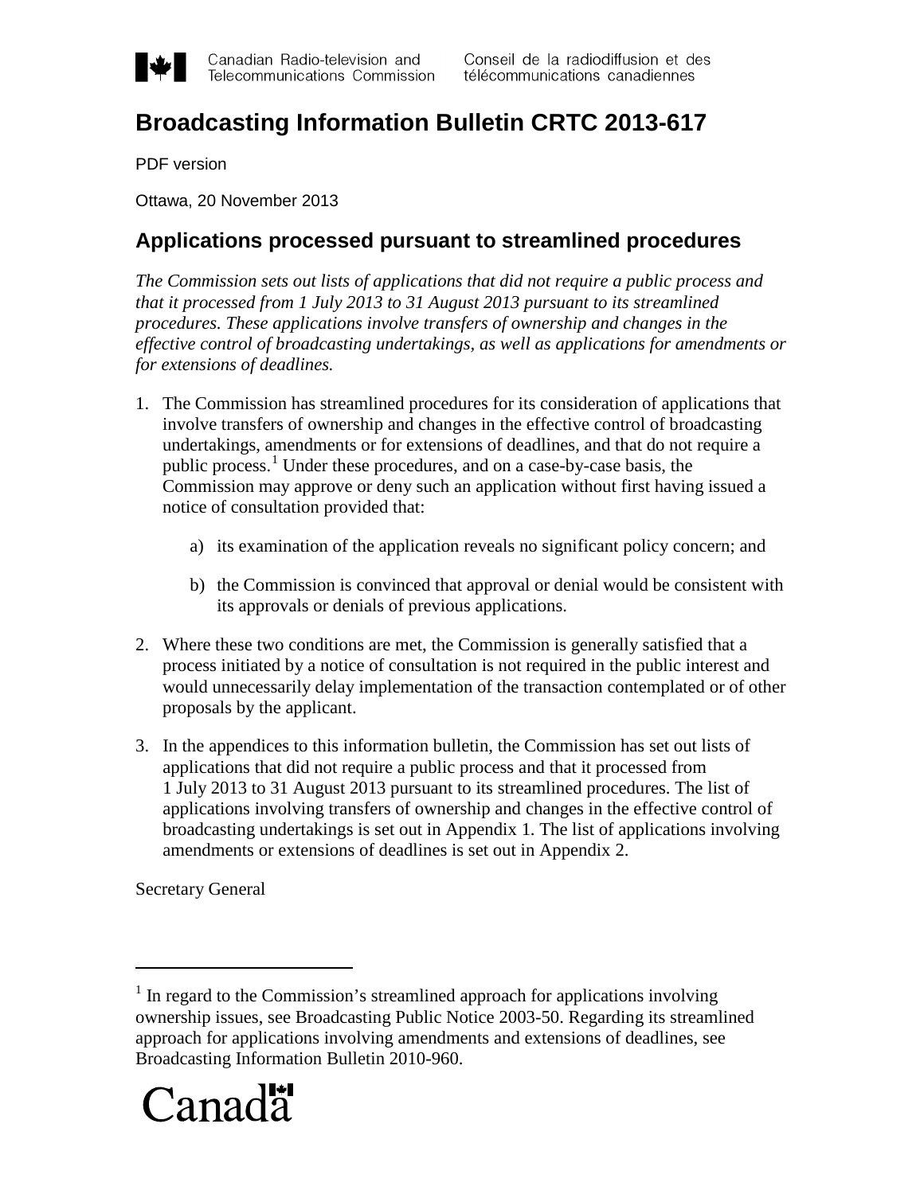Canadian Radio-television and Telecommunications Commission | Conseil de la radiodiffusion et des télécommunications canadiennes

# Broadcasting Information Bulletin CRTC 2013-617

PDF version

Ottawa, 20 November 2013

## Applications processed pursuant to streamlined procedures

*The Commission sets out lists of applications that did not require a public process and that it processed from 1 July 2013 to 31 August 2013 pursuant to its streamlined procedures. These applications involve transfers of ownership and changes in the effective control of broadcasting undertakings, as well as applications for amendments or for extensions of deadlines.*

1. The Commission has streamlined procedures for its consideration of applications that involve transfers of ownership and changes in the effective control of broadcasting undertakings, amendments or for extensions of deadlines, and that do not require a public process.[1] Under these procedures, and on a case-by-case basis, the Commission may approve or deny such an application without first having issued a notice of consultation provided that:

   a) its examination of the application reveals no significant policy concern; and

   b) the Commission is convinced that approval or denial would be consistent with its approvals or denials of previous applications.

2. Where these two conditions are met, the Commission is generally satisfied that a process initiated by a notice of consultation is not required in the public interest and would unnecessarily delay implementation of the transaction contemplated or of other proposals by the applicant.

3. In the appendices to this information bulletin, the Commission has set out lists of applications that did not require a public process and that it processed from 1 July 2013 to 31 August 2013 pursuant to its streamlined procedures. The list of applications involving transfers of ownership and changes in the effective control of broadcasting undertakings is set out in Appendix 1. The list of applications involving amendments or extensions of deadlines is set out in Appendix 2.

Secretary General

---

[1] In regard to the Commission's streamlined approach for applications involving ownership issues, see Broadcasting Public Notice 2003-50. Regarding its streamlined approach for applications involving amendments and extensions of deadlines, see Broadcasting Information Bulletin 2010-960.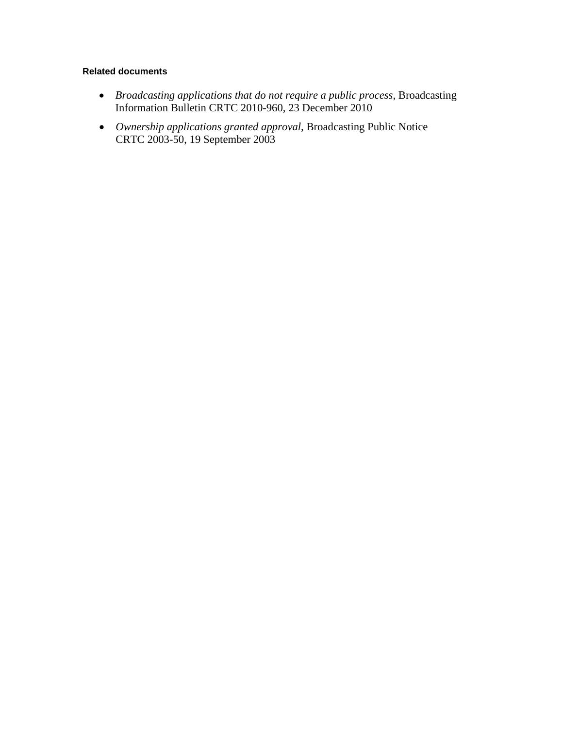**Related documents**

- *Broadcasting applications that do not require a public process*, Broadcasting Information Bulletin CRTC 2010-960, 23 December 2010
- *Ownership applications granted approval*, Broadcasting Public Notice CRTC 2003-50, 19 September 2003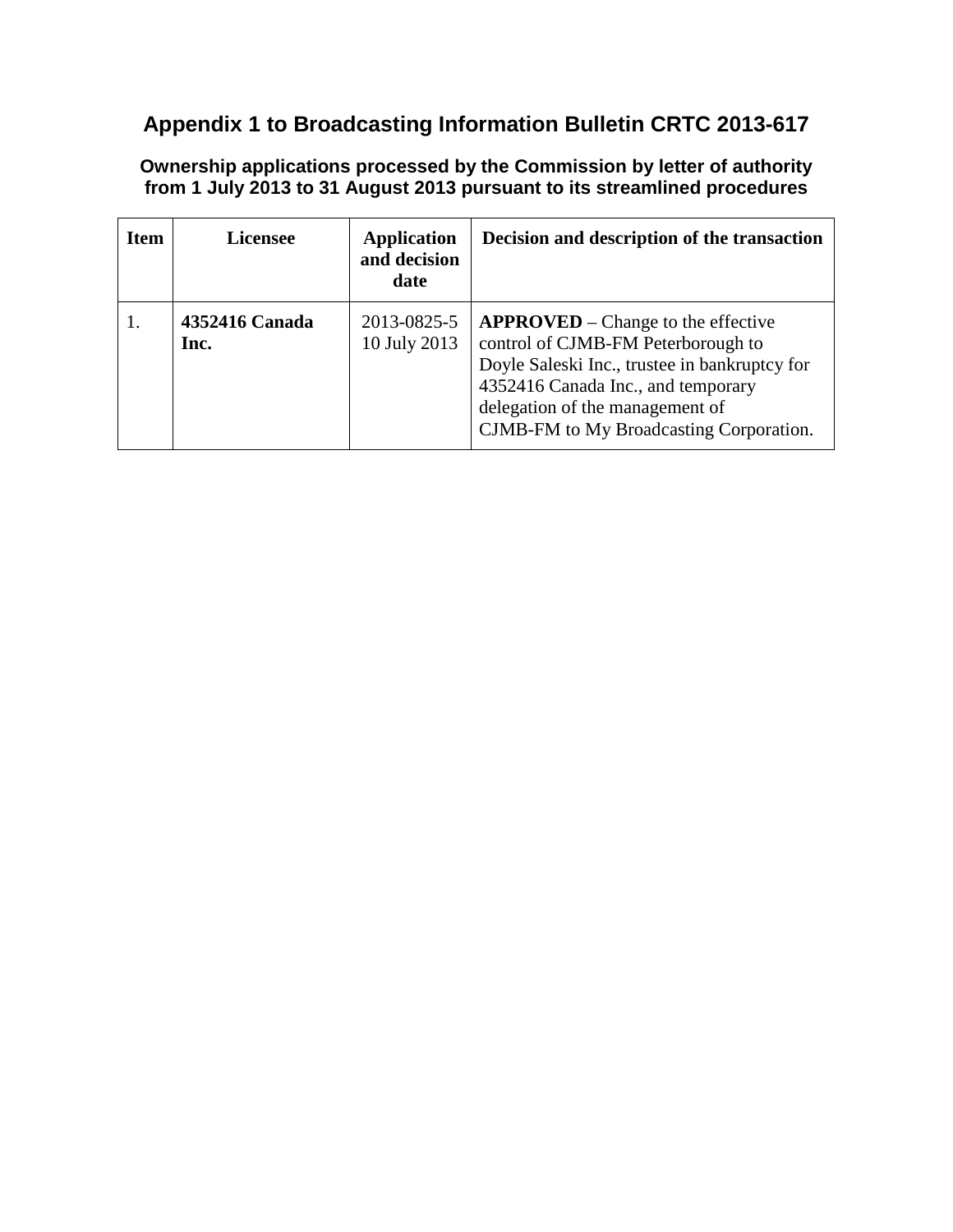## Appendix 1 to Broadcasting Information Bulletin CRTC 2013-617

### Ownership applications processed by the Commission by letter of authority from 1 July 2013 to 31 August 2013 pursuant to its streamlined procedures

| Item | Licensee | Application and decision date | Decision and description of the transaction |
|---|---|---|---|
| 1. | **4352416 Canada Inc.** | 2013-0825-5<br>10 July 2013 | **APPROVED** – Change to the effective control of CJMB-FM Peterborough to Doyle Saleski Inc., trustee in bankruptcy for 4352416 Canada Inc., and temporary delegation of the management of CJMB-FM to My Broadcasting Corporation. |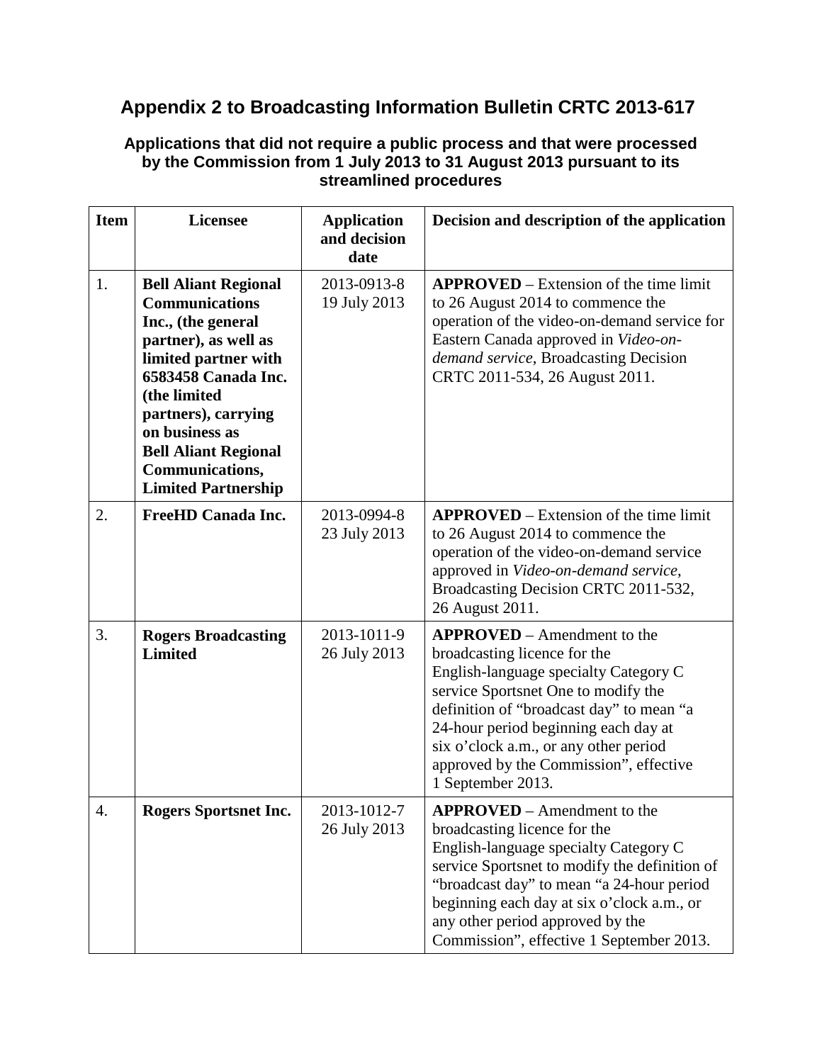## Appendix 2 to Broadcasting Information Bulletin CRTC 2013-617

### Applications that did not require a public process and that were processed by the Commission from 1 July 2013 to 31 August 2013 pursuant to its streamlined procedures

| Item | Licensee | Application and decision date | Decision and description of the application |
|---|---|---|---|
| 1. | **Bell Aliant Regional Communications Inc., (the general partner), as well as limited partner with 6583458 Canada Inc. (the limited partners), carrying on business as Bell Aliant Regional Communications, Limited Partnership** | 2013-0913-8 19 July 2013 | **APPROVED** – Extension of the time limit to 26 August 2014 to commence the operation of the video-on-demand service for Eastern Canada approved in *Video-on-demand service*, Broadcasting Decision CRTC 2011-534, 26 August 2011. |
| 2. | **FreeHD Canada Inc.** | 2013-0994-8 23 July 2013 | **APPROVED** – Extension of the time limit to 26 August 2014 to commence the operation of the video-on-demand service approved in *Video-on-demand service*, Broadcasting Decision CRTC 2011-532, 26 August 2011. |
| 3. | **Rogers Broadcasting Limited** | 2013-1011-9 26 July 2013 | **APPROVED** – Amendment to the broadcasting licence for the English-language specialty Category C service Sportsnet One to modify the definition of "broadcast day" to mean "a 24-hour period beginning each day at six o'clock a.m., or any other period approved by the Commission", effective 1 September 2013. |
| 4. | **Rogers Sportsnet Inc.** | 2013-1012-7 26 July 2013 | **APPROVED** – Amendment to the broadcasting licence for the English-language specialty Category C service Sportsnet to modify the definition of "broadcast day" to mean "a 24-hour period beginning each day at six o'clock a.m., or any other period approved by the Commission", effective 1 September 2013. |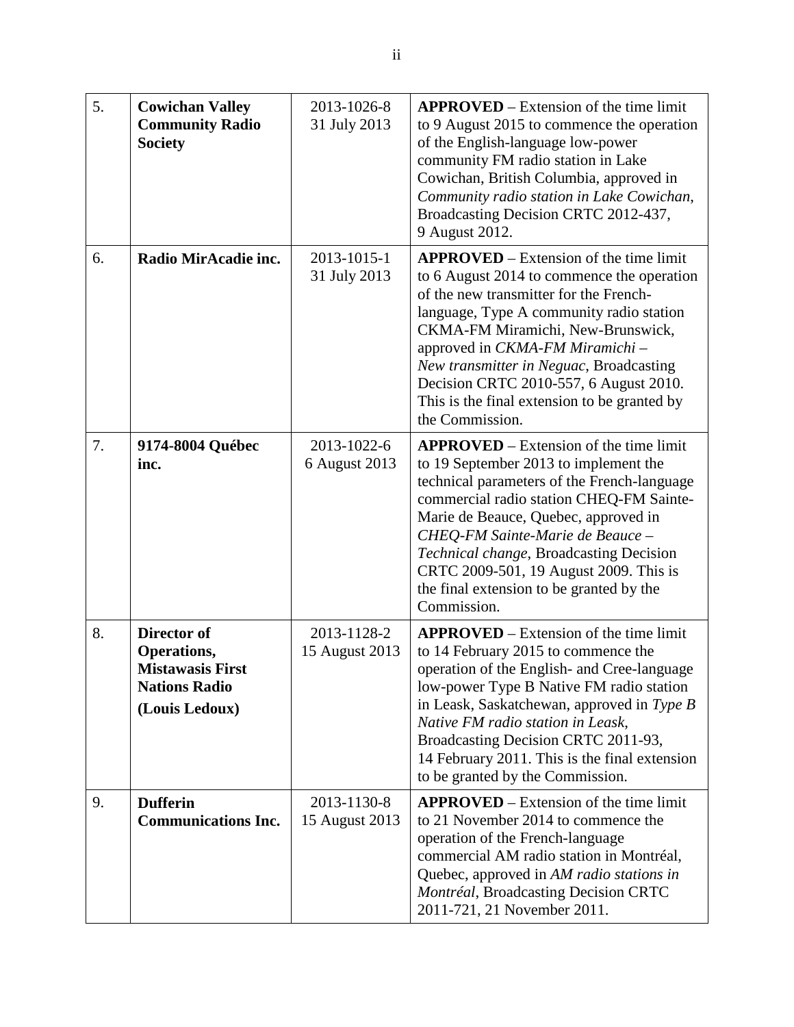| 5. | **Cowichan Valley Community Radio Society** | 2013-1026-8<br>31 July 2013 | **APPROVED** – Extension of the time limit to 9 August 2015 to commence the operation of the English-language low-power community FM radio station in Lake Cowichan, British Columbia, approved in *Community radio station in Lake Cowichan*, Broadcasting Decision CRTC 2012-437, 9 August 2012. |
|---|---|---|---|
| 6. | **Radio MirAcadie inc.** | 2013-1015-1<br>31 July 2013 | **APPROVED** – Extension of the time limit to 6 August 2014 to commence the operation of the new transmitter for the French-language, Type A community radio station CKMA-FM Miramichi, New-Brunswick, approved in *CKMA-FM Miramichi – New transmitter in Neguac*, Broadcasting Decision CRTC 2010-557, 6 August 2010. This is the final extension to be granted by the Commission. |
| 7. | **9174-8004 Québec inc.** | 2013-1022-6<br>6 August 2013 | **APPROVED** – Extension of the time limit to 19 September 2013 to implement the technical parameters of the French-language commercial radio station CHEQ-FM Sainte-Marie de Beauce, Quebec, approved in *CHEQ-FM Sainte-Marie de Beauce – Technical change*, Broadcasting Decision CRTC 2009-501, 19 August 2009. This is the final extension to be granted by the Commission. |
| 8. | **Director of Operations, Mistawasis First Nations Radio (Louis Ledoux)** | 2013-1128-2<br>15 August 2013 | **APPROVED** – Extension of the time limit to 14 February 2015 to commence the operation of the English- and Cree-language low-power Type B Native FM radio station in Leask, Saskatchewan, approved in *Type B Native FM radio station in Leask*, Broadcasting Decision CRTC 2011-93, 14 February 2011. This is the final extension to be granted by the Commission. |
| 9. | **Dufferin Communications Inc.** | 2013-1130-8<br>15 August 2013 | **APPROVED** – Extension of the time limit to 21 November 2014 to commence the operation of the French-language commercial AM radio station in Montréal, Quebec, approved in *AM radio stations in Montréal*, Broadcasting Decision CRTC 2011-721, 21 November 2011. |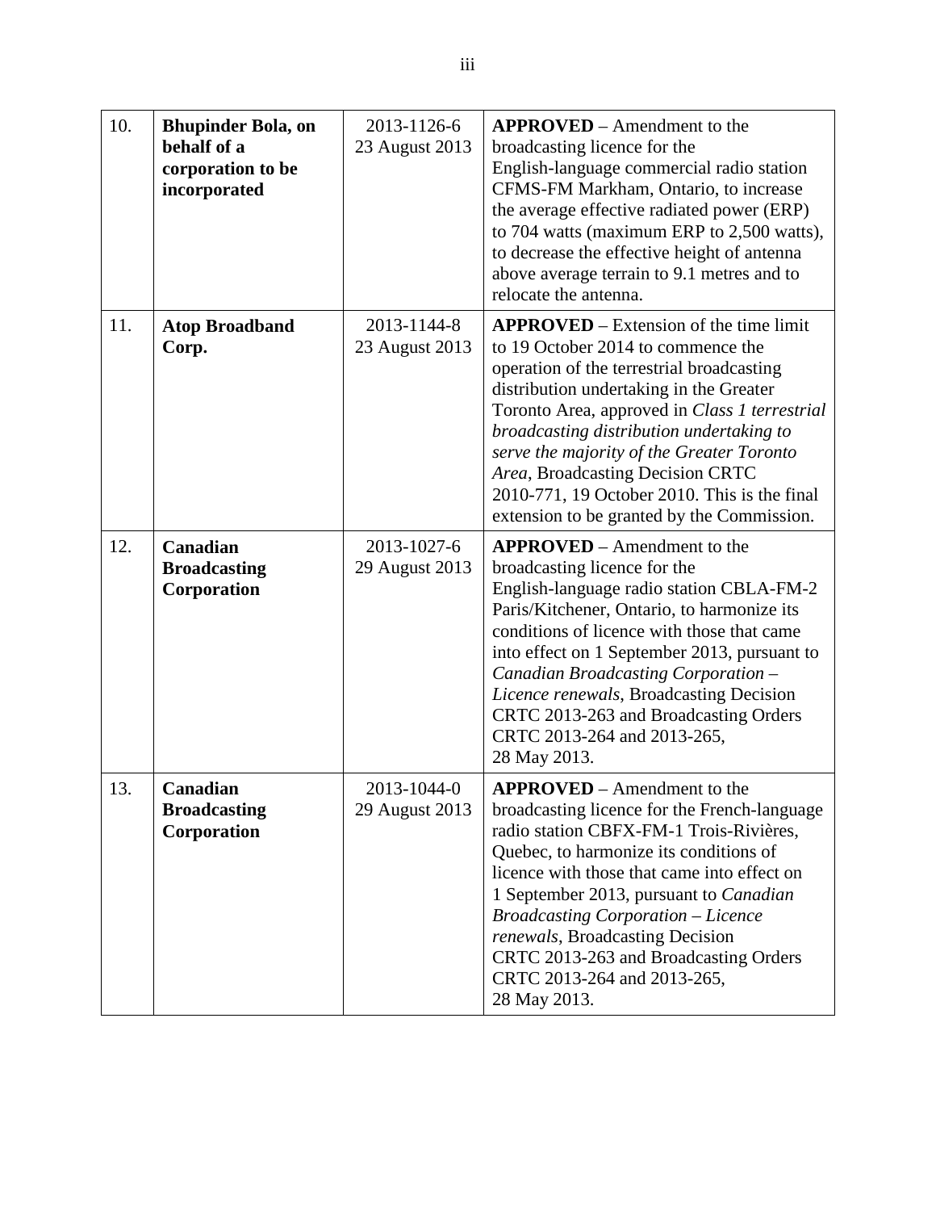| 10. | **Bhupinder Bola, on behalf of a corporation to be incorporated** | 2013-1126-6<br>23 August 2013 | **APPROVED** – Amendment to the broadcasting licence for the English-language commercial radio station CFMS-FM Markham, Ontario, to increase the average effective radiated power (ERP) to 704 watts (maximum ERP to 2,500 watts), to decrease the effective height of antenna above average terrain to 9.1 metres and to relocate the antenna. |
|---|---|---|---|
| 11. | **Atop Broadband Corp.** | 2013-1144-8<br>23 August 2013 | **APPROVED** – Extension of the time limit to 19 October 2014 to commence the operation of the terrestrial broadcasting distribution undertaking in the Greater Toronto Area, approved in *Class 1 terrestrial broadcasting distribution undertaking to serve the majority of the Greater Toronto Area*, Broadcasting Decision CRTC 2010-771, 19 October 2010. This is the final extension to be granted by the Commission. |
| 12. | **Canadian Broadcasting Corporation** | 2013-1027-6<br>29 August 2013 | **APPROVED** – Amendment to the broadcasting licence for the English-language radio station CBLA-FM-2 Paris/Kitchener, Ontario, to harmonize its conditions of licence with those that came into effect on 1 September 2013, pursuant to *Canadian Broadcasting Corporation – Licence renewals*, Broadcasting Decision CRTC 2013-263 and Broadcasting Orders CRTC 2013-264 and 2013-265, 28 May 2013. |
| 13. | **Canadian Broadcasting Corporation** | 2013-1044-0<br>29 August 2013 | **APPROVED** – Amendment to the broadcasting licence for the French-language radio station CBFX-FM-1 Trois-Rivières, Quebec, to harmonize its conditions of licence with those that came into effect on 1 September 2013, pursuant to *Canadian Broadcasting Corporation – Licence renewals*, Broadcasting Decision CRTC 2013-263 and Broadcasting Orders CRTC 2013-264 and 2013-265, 28 May 2013. |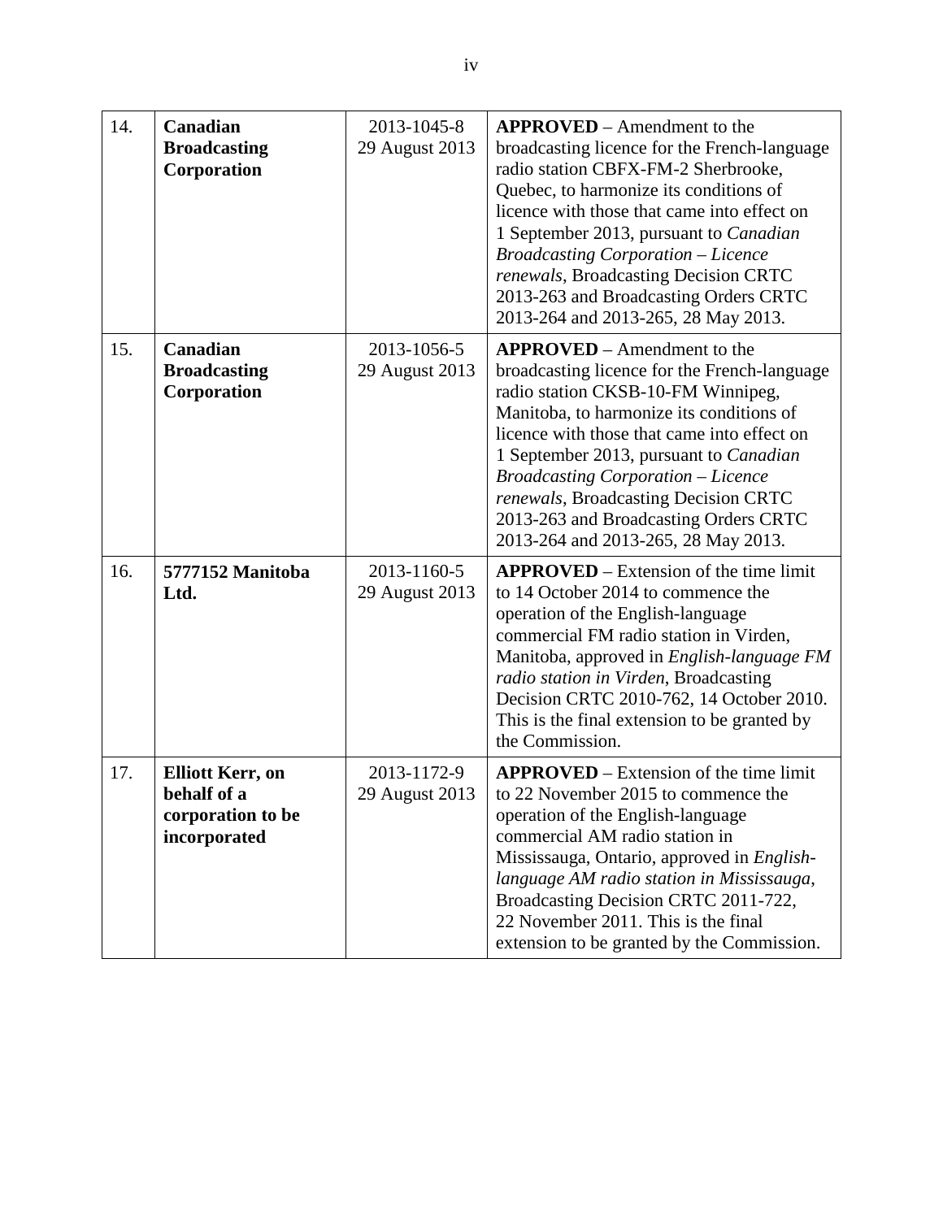| 14. | **Canadian Broadcasting Corporation** | 2013-1045-8<br>29 August 2013 | **APPROVED** – Amendment to the broadcasting licence for the French-language radio station CBFX-FM-2 Sherbrooke, Quebec, to harmonize its conditions of licence with those that came into effect on 1 September 2013, pursuant to *Canadian Broadcasting Corporation – Licence renewals*, Broadcasting Decision CRTC 2013-263 and Broadcasting Orders CRTC 2013-264 and 2013-265, 28 May 2013. |
|---|---|---|---|
| 15. | **Canadian Broadcasting Corporation** | 2013-1056-5<br>29 August 2013 | **APPROVED** – Amendment to the broadcasting licence for the French-language radio station CKSB-10-FM Winnipeg, Manitoba, to harmonize its conditions of licence with those that came into effect on 1 September 2013, pursuant to *Canadian Broadcasting Corporation – Licence renewals*, Broadcasting Decision CRTC 2013-263 and Broadcasting Orders CRTC 2013-264 and 2013-265, 28 May 2013. |
| 16. | **5777152 Manitoba Ltd.** | 2013-1160-5<br>29 August 2013 | **APPROVED** – Extension of the time limit to 14 October 2014 to commence the operation of the English-language commercial FM radio station in Virden, Manitoba, approved in *English-language FM radio station in Virden*, Broadcasting Decision CRTC 2010-762, 14 October 2010. This is the final extension to be granted by the Commission. |
| 17. | **Elliott Kerr, on behalf of a corporation to be incorporated** | 2013-1172-9<br>29 August 2013 | **APPROVED** – Extension of the time limit to 22 November 2015 to commence the operation of the English-language commercial AM radio station in Mississauga, Ontario, approved in *English-language AM radio station in Mississauga*, Broadcasting Decision CRTC 2011-722, 22 November 2011. This is the final extension to be granted by the Commission. |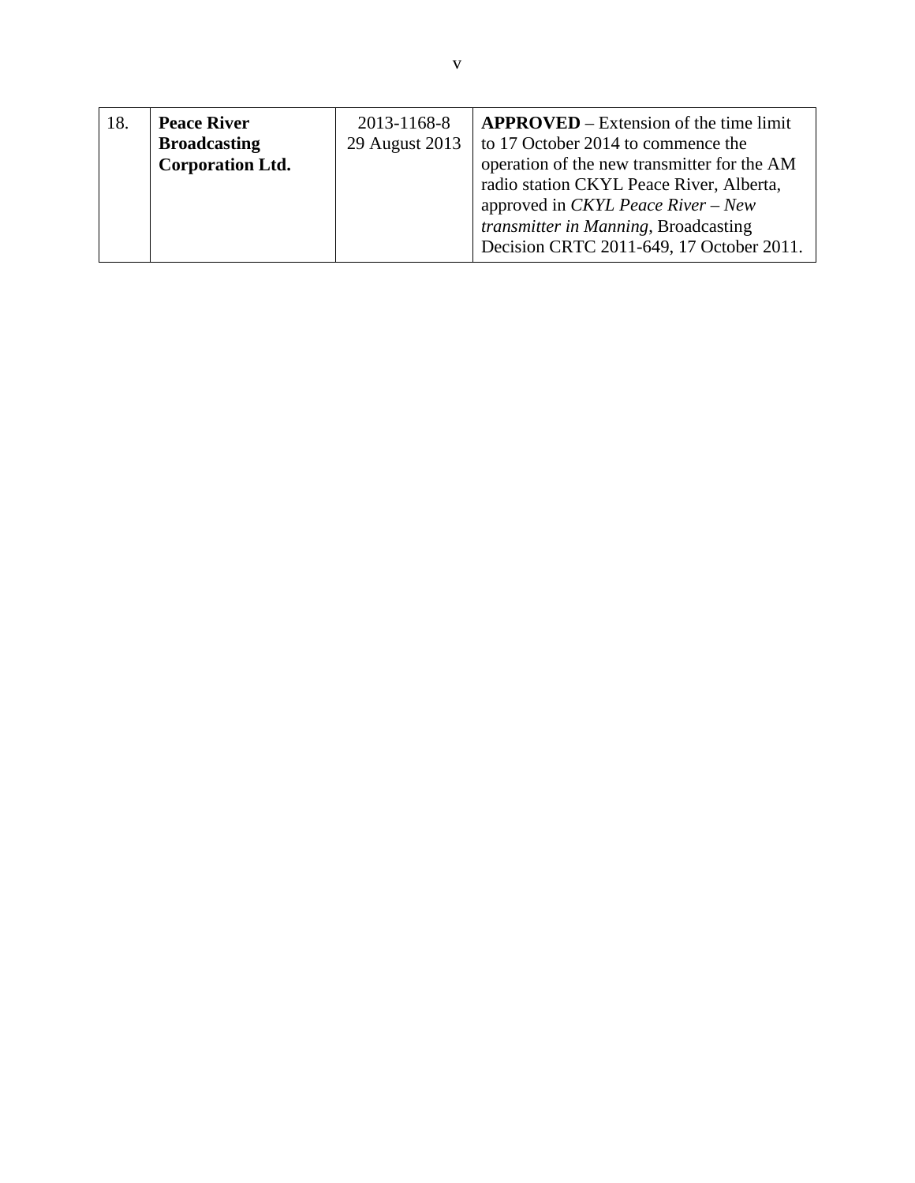| | | | |
|---|---|---|---|
| 18. | **Peace River Broadcasting Corporation Ltd.** | 2013-1168-8<br>29 August 2013 | **APPROVED** – Extension of the time limit to 17 October 2014 to commence the operation of the new transmitter for the AM radio station CKYL Peace River, Alberta, approved in *CKYL Peace River – New transmitter in Manning*, Broadcasting Decision CRTC 2011-649, 17 October 2011. |